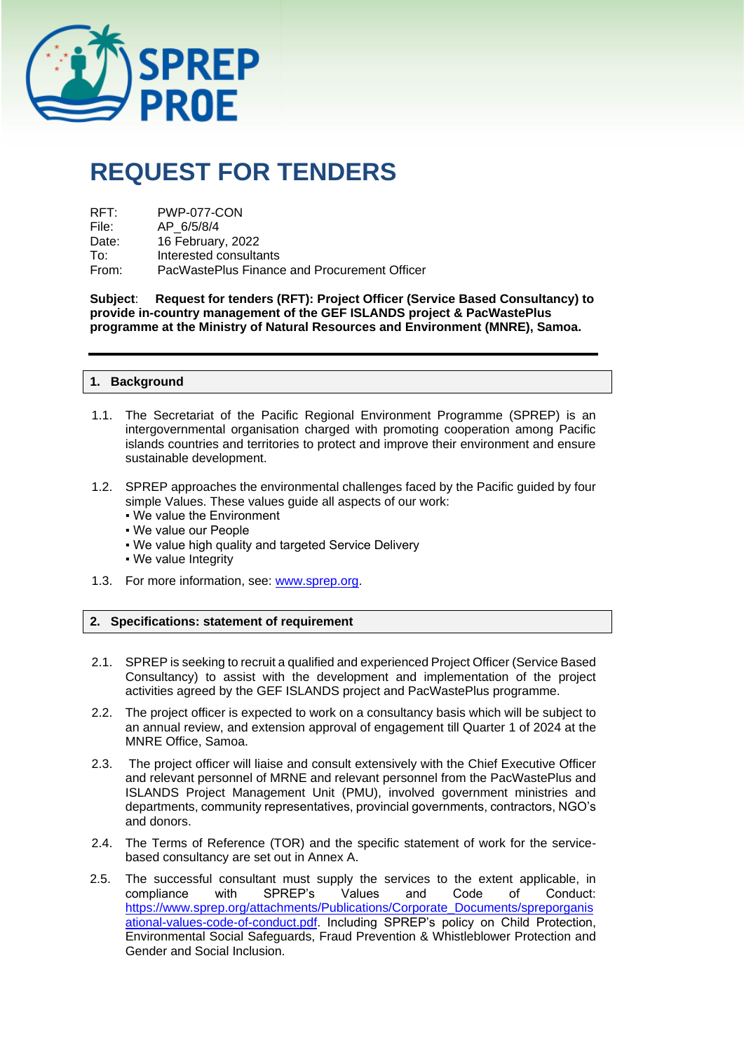# REQUEST FOR TENDERS

RFT: PWP-077-CON
File: AP_6/5/8/4
Date: 16 February, 2022
To: Interested consultants
From: PacWastePlus Finance and Procurement Officer

**Subject**: **Request for tenders (RFT): Project Officer (Service Based Consultancy) to provide in-country management of the GEF ISLANDS project & PacWastePlus programme at the Ministry of Natural Resources and Environment (MNRE), Samoa.**

---

## 1. Background

1.1. The Secretariat of the Pacific Regional Environment Programme (SPREP) is an intergovernmental organisation charged with promoting cooperation among Pacific islands countries and territories to protect and improve their environment and ensure sustainable development.

1.2. SPREP approaches the environmental challenges faced by the Pacific guided by four simple Values. These values guide all aspects of our work:
- We value the Environment
- We value our People
- We value high quality and targeted Service Delivery
- We value Integrity

1.3. For more information, see: www.sprep.org.

## 2. Specifications: statement of requirement

2.1. SPREP is seeking to recruit a qualified and experienced Project Officer (Service Based Consultancy) to assist with the development and implementation of the project activities agreed by the GEF ISLANDS project and PacWastePlus programme.

2.2. The project officer is expected to work on a consultancy basis which will be subject to an annual review, and extension approval of engagement till Quarter 1 of 2024 at the MNRE Office, Samoa.

2.3. The project officer will liaise and consult extensively with the Chief Executive Officer and relevant personnel of MRNE and relevant personnel from the PacWastePlus and ISLANDS Project Management Unit (PMU), involved government ministries and departments, community representatives, provincial governments, contractors, NGO's and donors.

2.4. The Terms of Reference (TOR) and the specific statement of work for the service-based consultancy are set out in Annex A.

2.5. The successful consultant must supply the services to the extent applicable, in compliance with SPREP's Values and Code of Conduct: https://www.sprep.org/attachments/Publications/Corporate_Documents/spreporganisational-values-code-of-conduct.pdf. Including SPREP's policy on Child Protection, Environmental Social Safeguards, Fraud Prevention & Whistleblower Protection and Gender and Social Inclusion.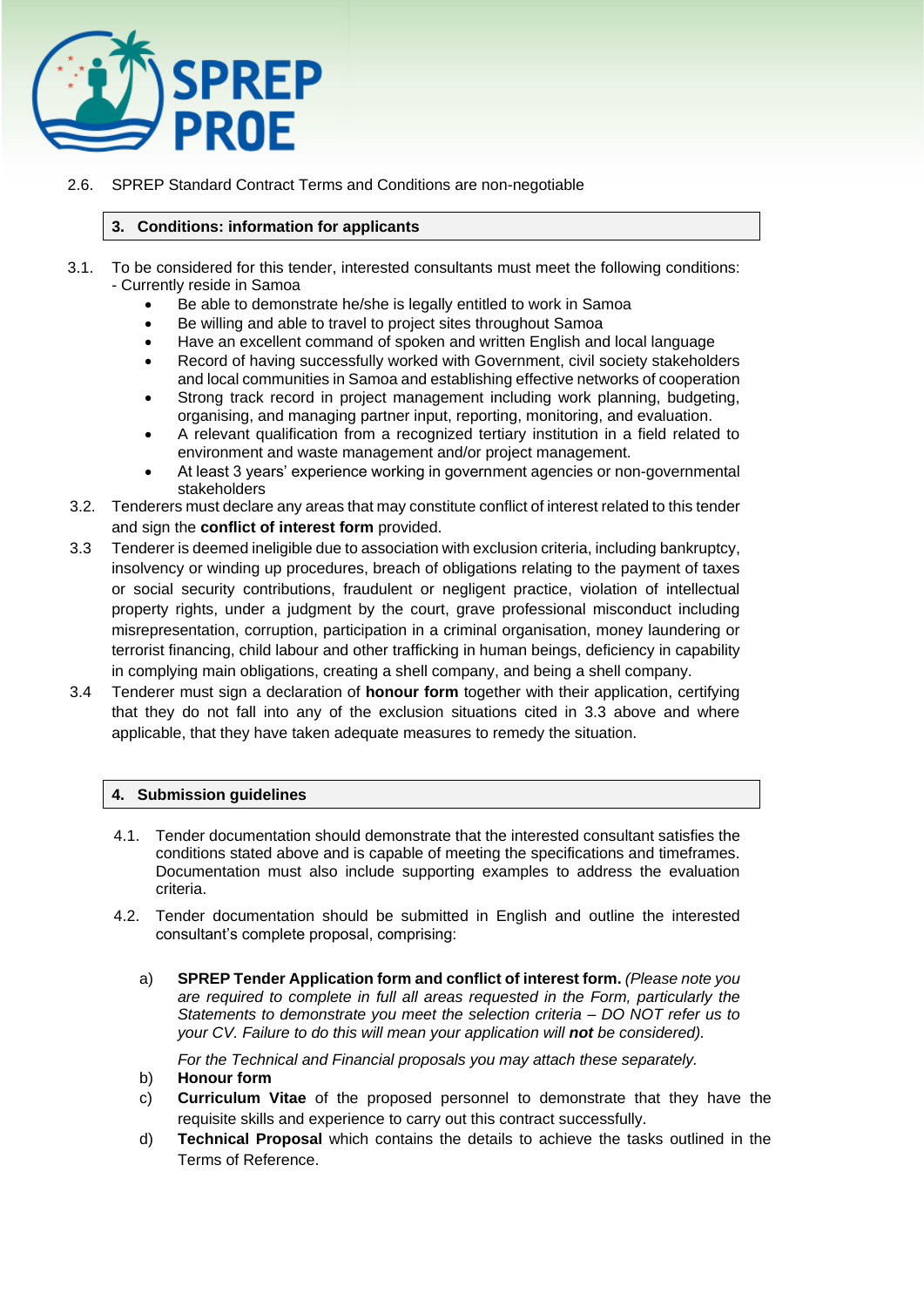2.6. SPREP Standard Contract Terms and Conditions are non-negotiable

## 3. Conditions: information for applicants

3.1. To be considered for this tender, interested consultants must meet the following conditions:
- Currently reside in Samoa
    - Be able to demonstrate he/she is legally entitled to work in Samoa
    - Be willing and able to travel to project sites throughout Samoa
    - Have an excellent command of spoken and written English and local language
    - Record of having successfully worked with Government, civil society stakeholders and local communities in Samoa and establishing effective networks of cooperation
    - Strong track record in project management including work planning, budgeting, organising, and managing partner input, reporting, monitoring, and evaluation.
    - A relevant qualification from a recognized tertiary institution in a field related to environment and waste management and/or project management.
    - At least 3 years' experience working in government agencies or non-governmental stakeholders

3.2. Tenderers must declare any areas that may constitute conflict of interest related to this tender and sign the **conflict of interest form** provided.

3.3 Tenderer is deemed ineligible due to association with exclusion criteria, including bankruptcy, insolvency or winding up procedures, breach of obligations relating to the payment of taxes or social security contributions, fraudulent or negligent practice, violation of intellectual property rights, under a judgment by the court, grave professional misconduct including misrepresentation, corruption, participation in a criminal organisation, money laundering or terrorist financing, child labour and other trafficking in human beings, deficiency in capability in complying main obligations, creating a shell company, and being a shell company.

3.4 Tenderer must sign a declaration of **honour form** together with their application, certifying that they do not fall into any of the exclusion situations cited in 3.3 above and where applicable, that they have taken adequate measures to remedy the situation.

## 4. Submission guidelines

4.1. Tender documentation should demonstrate that the interested consultant satisfies the conditions stated above and is capable of meeting the specifications and timeframes. Documentation must also include supporting examples to address the evaluation criteria.

4.2. Tender documentation should be submitted in English and outline the interested consultant's complete proposal, comprising:

a) **SPREP Tender Application form and conflict of interest form.** *(Please note you are required to complete in full all areas requested in the Form, particularly the Statements to demonstrate you meet the selection criteria – DO NOT refer us to your CV. Failure to do this will mean your application will **not** be considered).*

   *For the Technical and Financial proposals you may attach these separately.*

b) **Honour form**

c) **Curriculum Vitae** of the proposed personnel to demonstrate that they have the requisite skills and experience to carry out this contract successfully.

d) **Technical Proposal** which contains the details to achieve the tasks outlined in the Terms of Reference.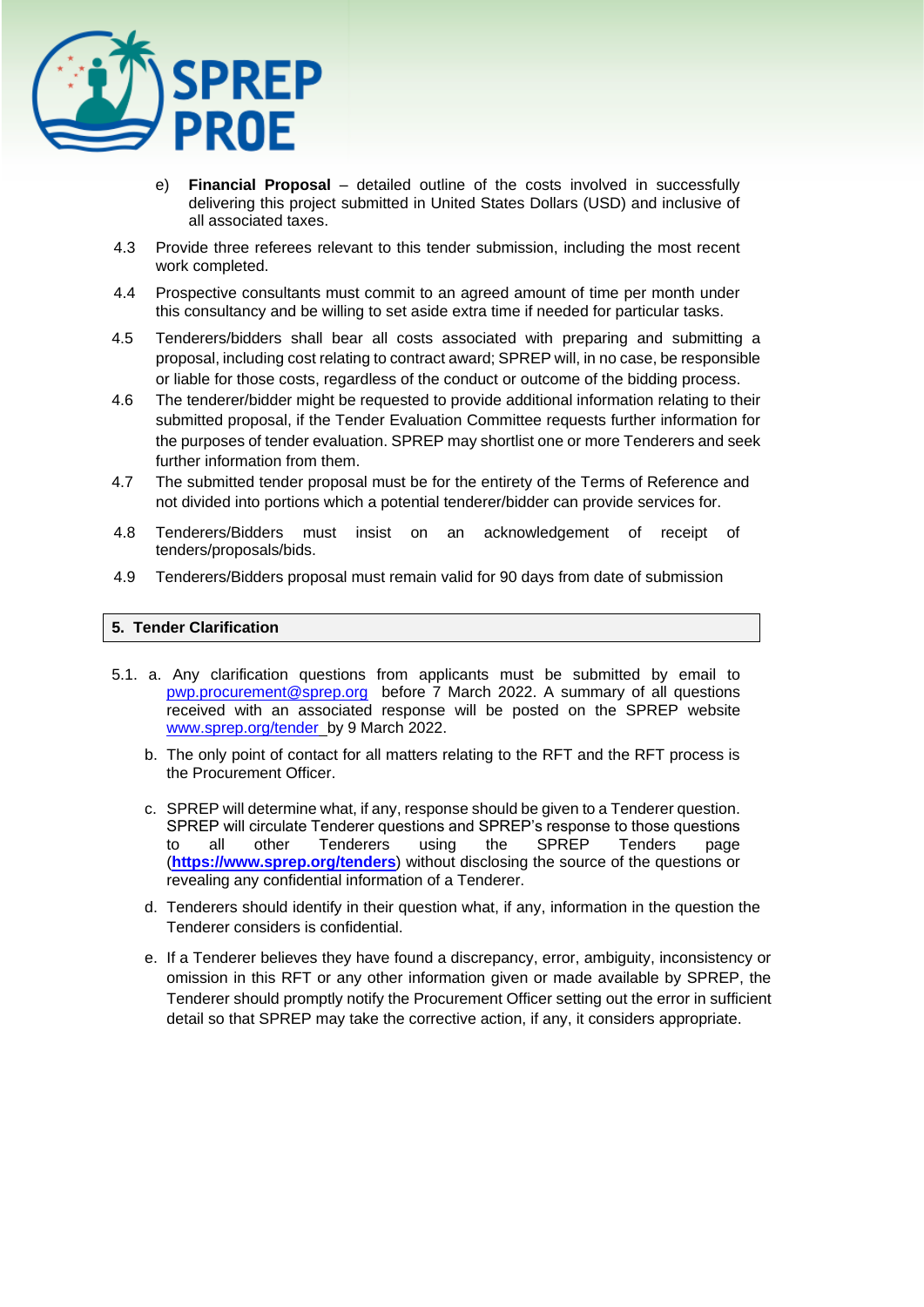e) **Financial Proposal** – detailed outline of the costs involved in successfully delivering this project submitted in United States Dollars (USD) and inclusive of all associated taxes.

4.3 Provide three referees relevant to this tender submission, including the most recent work completed.

4.4 Prospective consultants must commit to an agreed amount of time per month under this consultancy and be willing to set aside extra time if needed for particular tasks.

4.5 Tenderers/bidders shall bear all costs associated with preparing and submitting a proposal, including cost relating to contract award; SPREP will, in no case, be responsible or liable for those costs, regardless of the conduct or outcome of the bidding process.

4.6 The tenderer/bidder might be requested to provide additional information relating to their submitted proposal, if the Tender Evaluation Committee requests further information for the purposes of tender evaluation. SPREP may shortlist one or more Tenderers and seek further information from them.

4.7 The submitted tender proposal must be for the entirety of the Terms of Reference and not divided into portions which a potential tenderer/bidder can provide services for.

4.8 Tenderers/Bidders must insist on an acknowledgement of receipt of tenders/proposals/bids.

4.9 Tenderers/Bidders proposal must remain valid for 90 days from date of submission

## 5. Tender Clarification

5.1. a. Any clarification questions from applicants must be submitted by email to pwp.procurement@sprep.org before 7 March 2022. A summary of all questions received with an associated response will be posted on the SPREP website www.sprep.org/tender by 9 March 2022.

b. The only point of contact for all matters relating to the RFT and the RFT process is the Procurement Officer.

c. SPREP will determine what, if any, response should be given to a Tenderer question. SPREP will circulate Tenderer questions and SPREP's response to those questions to all other Tenderers using the SPREP Tenders page (**https://www.sprep.org/tenders**) without disclosing the source of the questions or revealing any confidential information of a Tenderer.

d. Tenderers should identify in their question what, if any, information in the question the Tenderer considers is confidential.

e. If a Tenderer believes they have found a discrepancy, error, ambiguity, inconsistency or omission in this RFT or any other information given or made available by SPREP, the Tenderer should promptly notify the Procurement Officer setting out the error in sufficient detail so that SPREP may take the corrective action, if any, it considers appropriate.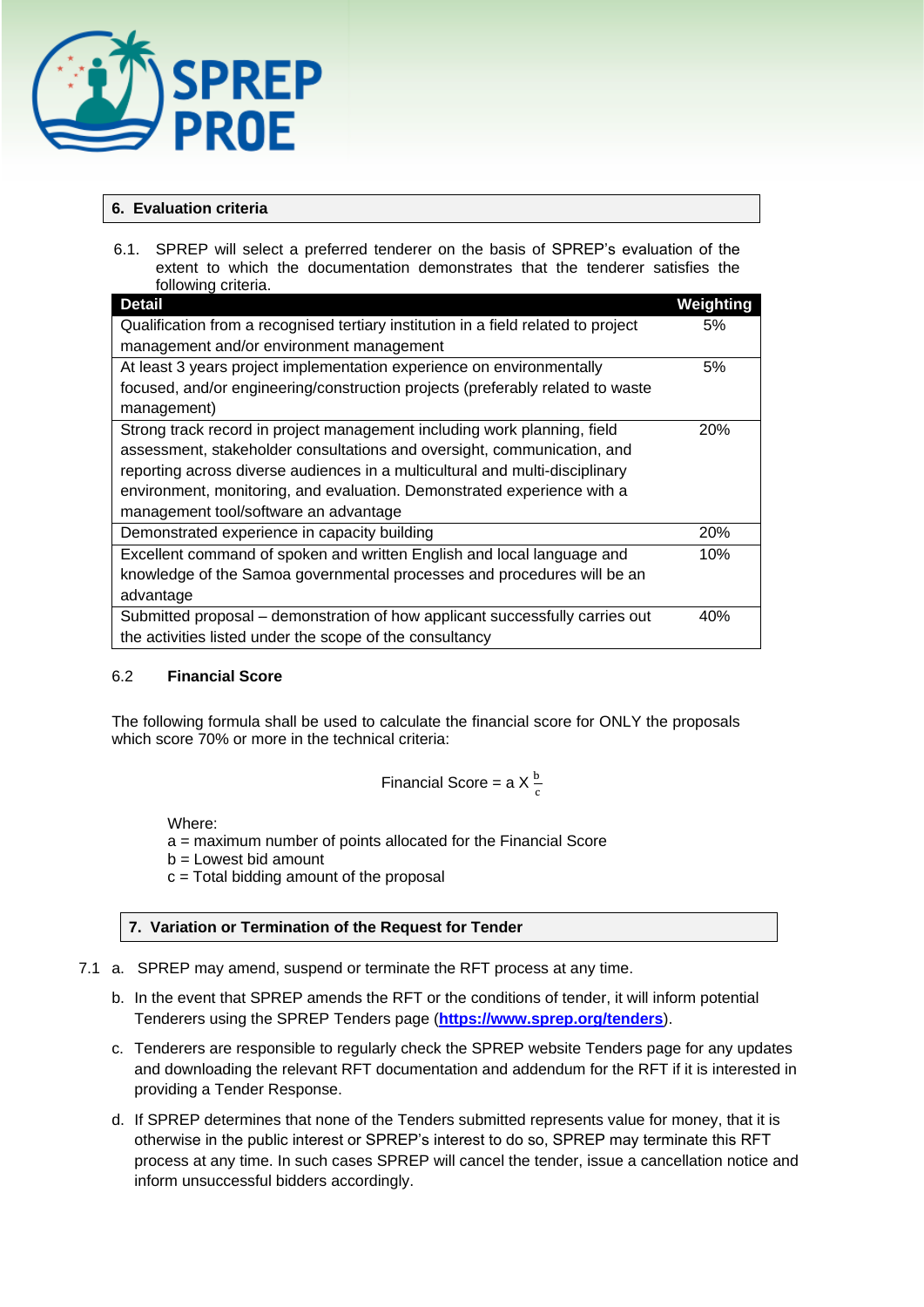## 6. Evaluation criteria

6.1. SPREP will select a preferred tenderer on the basis of SPREP's evaluation of the extent to which the documentation demonstrates that the tenderer satisfies the following criteria.

| Detail | Weighting |
|---|---|
| Qualification from a recognised tertiary institution in a field related to project management and/or environment management | 5% |
| At least 3 years project implementation experience on environmentally focused, and/or engineering/construction projects (preferably related to waste management) | 5% |
| Strong track record in project management including work planning, field assessment, stakeholder consultations and oversight, communication, and reporting across diverse audiences in a multicultural and multi-disciplinary environment, monitoring, and evaluation. Demonstrated experience with a management tool/software an advantage | 20% |
| Demonstrated experience in capacity building | 20% |
| Excellent command of spoken and written English and local language and knowledge of the Samoa governmental processes and procedures will be an advantage | 10% |
| Submitted proposal – demonstration of how applicant successfully carries out the activities listed under the scope of the consultancy | 40% |

### 6.2 Financial Score

The following formula shall be used to calculate the financial score for ONLY the proposals which score 70% or more in the technical criteria:

$$\text{Financial Score} = a \times \frac{b}{c}$$

Where:
a = maximum number of points allocated for the Financial Score
b = Lowest bid amount
c = Total bidding amount of the proposal

## 7. Variation or Termination of the Request for Tender

7.1 a. SPREP may amend, suspend or terminate the RFT process at any time.

b. In the event that SPREP amends the RFT or the conditions of tender, it will inform potential Tenderers using the SPREP Tenders page (**https://www.sprep.org/tenders**).

c. Tenderers are responsible to regularly check the SPREP website Tenders page for any updates and downloading the relevant RFT documentation and addendum for the RFT if it is interested in providing a Tender Response.

d. If SPREP determines that none of the Tenders submitted represents value for money, that it is otherwise in the public interest or SPREP's interest to do so, SPREP may terminate this RFT process at any time. In such cases SPREP will cancel the tender, issue a cancellation notice and inform unsuccessful bidders accordingly.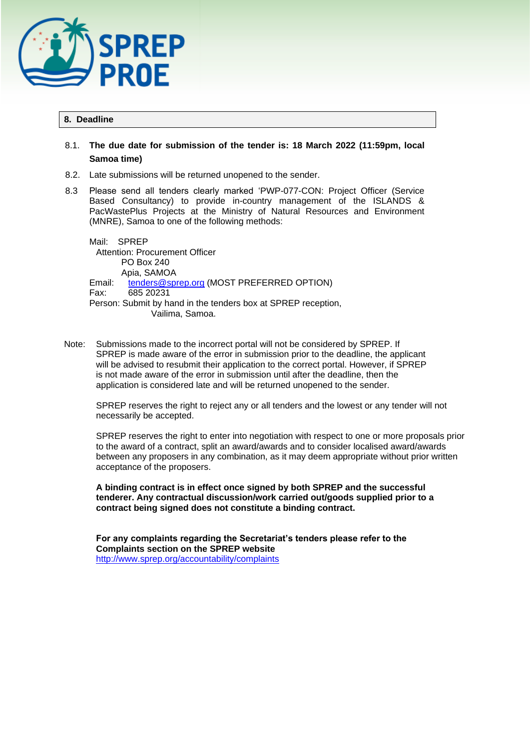## 8. Deadline

8.1. **The due date for submission of the tender is: 18 March 2022 (11:59pm, local Samoa time)**

8.2. Late submissions will be returned unopened to the sender.

8.3 Please send all tenders clearly marked 'PWP-077-CON: Project Officer (Service Based Consultancy) to provide in-country management of the ISLANDS & PacWastePlus Projects at the Ministry of Natural Resources and Environment (MNRE), Samoa to one of the following methods:

Mail: SPREP
Attention: Procurement Officer
PO Box 240
Apia, SAMOA
Email: tenders@sprep.org (MOST PREFERRED OPTION)
Fax: 685 20231
Person: Submit by hand in the tenders box at SPREP reception, Vailima, Samoa.

Note: Submissions made to the incorrect portal will not be considered by SPREP. If SPREP is made aware of the error in submission prior to the deadline, the applicant will be advised to resubmit their application to the correct portal. However, if SPREP is not made aware of the error in submission until after the deadline, then the application is considered late and will be returned unopened to the sender.

SPREP reserves the right to reject any or all tenders and the lowest or any tender will not necessarily be accepted.

SPREP reserves the right to enter into negotiation with respect to one or more proposals prior to the award of a contract, split an award/awards and to consider localised award/awards between any proposers in any combination, as it may deem appropriate without prior written acceptance of the proposers.

**A binding contract is in effect once signed by both SPREP and the successful tenderer. Any contractual discussion/work carried out/goods supplied prior to a contract being signed does not constitute a binding contract.**

**For any complaints regarding the Secretariat's tenders please refer to the Complaints section on the SPREP website**
http://www.sprep.org/accountability/complaints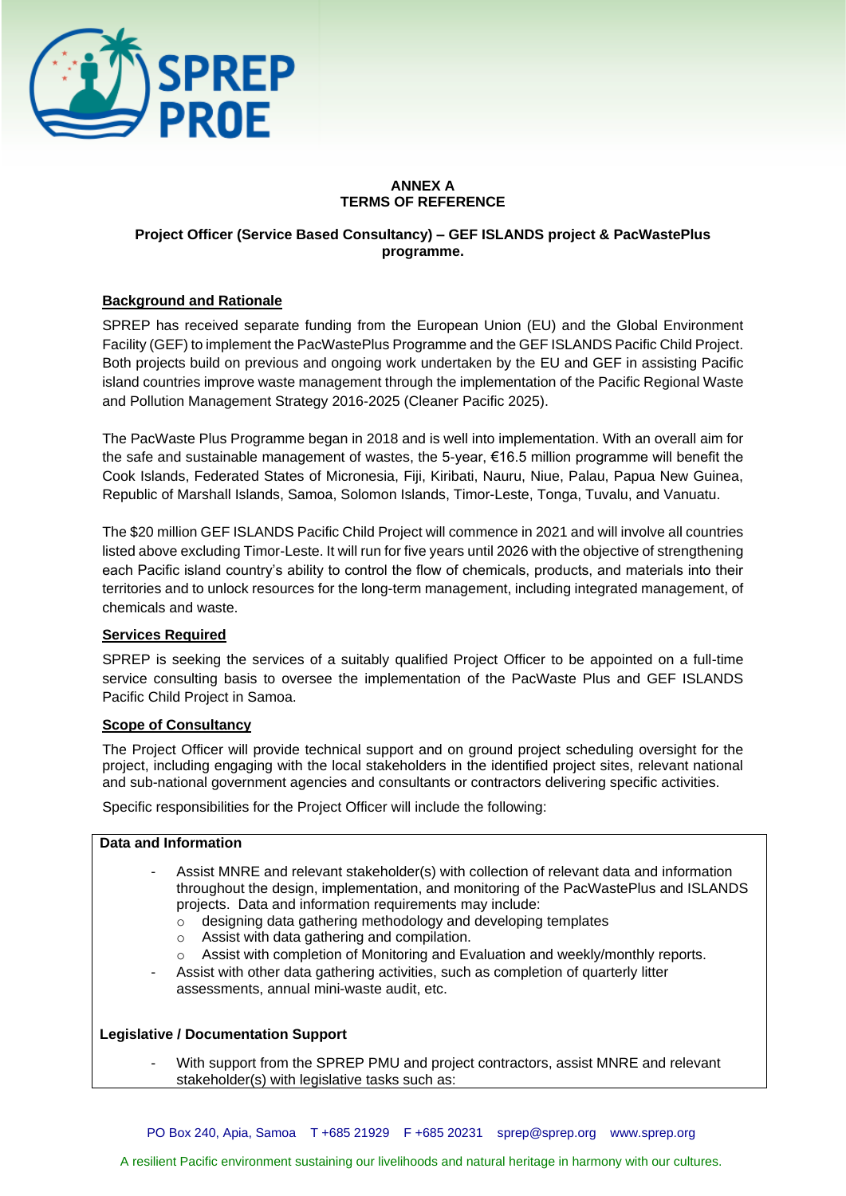**ANNEX A**
**TERMS OF REFERENCE**

**Project Officer (Service Based Consultancy) – GEF ISLANDS project & PacWastePlus programme.**

## Background and Rationale

SPREP has received separate funding from the European Union (EU) and the Global Environment Facility (GEF) to implement the PacWastePlus Programme and the GEF ISLANDS Pacific Child Project. Both projects build on previous and ongoing work undertaken by the EU and GEF in assisting Pacific island countries improve waste management through the implementation of the Pacific Regional Waste and Pollution Management Strategy 2016-2025 (Cleaner Pacific 2025).

The PacWaste Plus Programme began in 2018 and is well into implementation. With an overall aim for the safe and sustainable management of wastes, the 5-year, €16.5 million programme will benefit the Cook Islands, Federated States of Micronesia, Fiji, Kiribati, Nauru, Niue, Palau, Papua New Guinea, Republic of Marshall Islands, Samoa, Solomon Islands, Timor-Leste, Tonga, Tuvalu, and Vanuatu.

The $20 million GEF ISLANDS Pacific Child Project will commence in 2021 and will involve all countries listed above excluding Timor-Leste. It will run for five years until 2026 with the objective of strengthening each Pacific island country's ability to control the flow of chemicals, products, and materials into their territories and to unlock resources for the long-term management, including integrated management, of chemicals and waste.

## Services Required

SPREP is seeking the services of a suitably qualified Project Officer to be appointed on a full-time service consulting basis to oversee the implementation of the PacWaste Plus and GEF ISLANDS Pacific Child Project in Samoa.

## Scope of Consultancy

The Project Officer will provide technical support and on ground project scheduling oversight for the project, including engaging with the local stakeholders in the identified project sites, relevant national and sub-national government agencies and consultants or contractors delivering specific activities.

Specific responsibilities for the Project Officer will include the following:

**Data and Information**

- Assist MNRE and relevant stakeholder(s) with collection of relevant data and information throughout the design, implementation, and monitoring of the PacWastePlus and ISLANDS projects. Data and information requirements may include:
  - designing data gathering methodology and developing templates
  - Assist with data gathering and compilation.
  - Assist with completion of Monitoring and Evaluation and weekly/monthly reports.
- Assist with other data gathering activities, such as completion of quarterly litter assessments, annual mini-waste audit, etc.

**Legislative / Documentation Support**

- With support from the SPREP PMU and project contractors, assist MNRE and relevant stakeholder(s) with legislative tasks such as: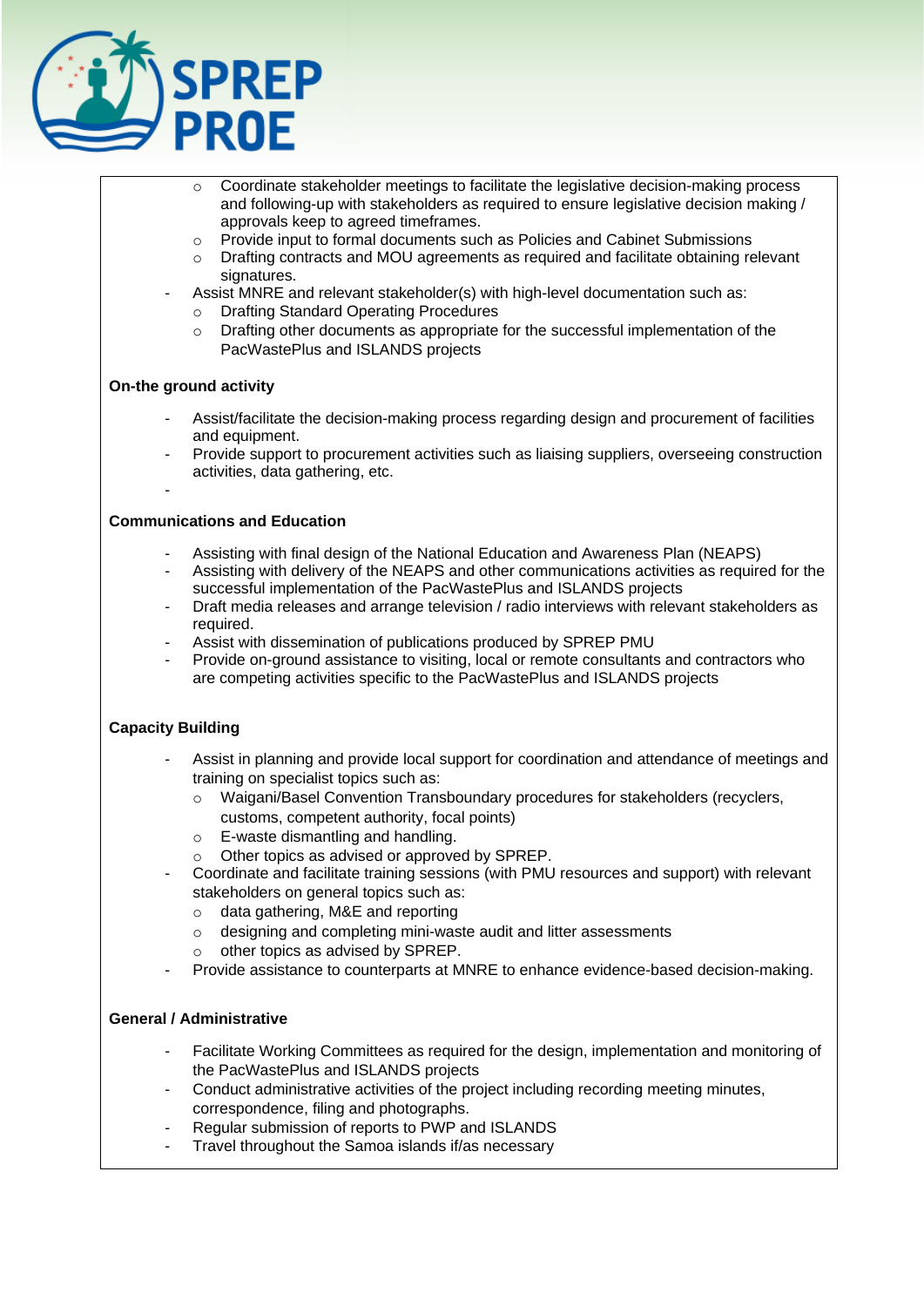- Coordinate stakeholder meetings to facilitate the legislative decision-making process and following-up with stakeholders as required to ensure legislative decision making / approvals keep to agreed timeframes.
  - Provide input to formal documents such as Policies and Cabinet Submissions
  - Drafting contracts and MOU agreements as required and facilitate obtaining relevant signatures.
- Assist MNRE and relevant stakeholder(s) with high-level documentation such as:
  - Drafting Standard Operating Procedures
  - Drafting other documents as appropriate for the successful implementation of the PacWastePlus and ISLANDS projects

**On-the ground activity**

- Assist/facilitate the decision-making process regarding design and procurement of facilities and equipment.
- Provide support to procurement activities such as liaising suppliers, overseeing construction activities, data gathering, etc.
-

**Communications and Education**

- Assisting with final design of the National Education and Awareness Plan (NEAPS)
- Assisting with delivery of the NEAPS and other communications activities as required for the successful implementation of the PacWastePlus and ISLANDS projects
- Draft media releases and arrange television / radio interviews with relevant stakeholders as required.
- Assist with dissemination of publications produced by SPREP PMU
- Provide on-ground assistance to visiting, local or remote consultants and contractors who are competing activities specific to the PacWastePlus and ISLANDS projects

**Capacity Building**

- Assist in planning and provide local support for coordination and attendance of meetings and training on specialist topics such as:
  - Waigani/Basel Convention Transboundary procedures for stakeholders (recyclers, customs, competent authority, focal points)
  - E-waste dismantling and handling.
  - Other topics as advised or approved by SPREP.
- Coordinate and facilitate training sessions (with PMU resources and support) with relevant stakeholders on general topics such as:
  - data gathering, M&E and reporting
  - designing and completing mini-waste audit and litter assessments
  - other topics as advised by SPREP.
- Provide assistance to counterparts at MNRE to enhance evidence-based decision-making.

**General / Administrative**

- Facilitate Working Committees as required for the design, implementation and monitoring of the PacWastePlus and ISLANDS projects
- Conduct administrative activities of the project including recording meeting minutes, correspondence, filing and photographs.
- Regular submission of reports to PWP and ISLANDS
- Travel throughout the Samoa islands if/as necessary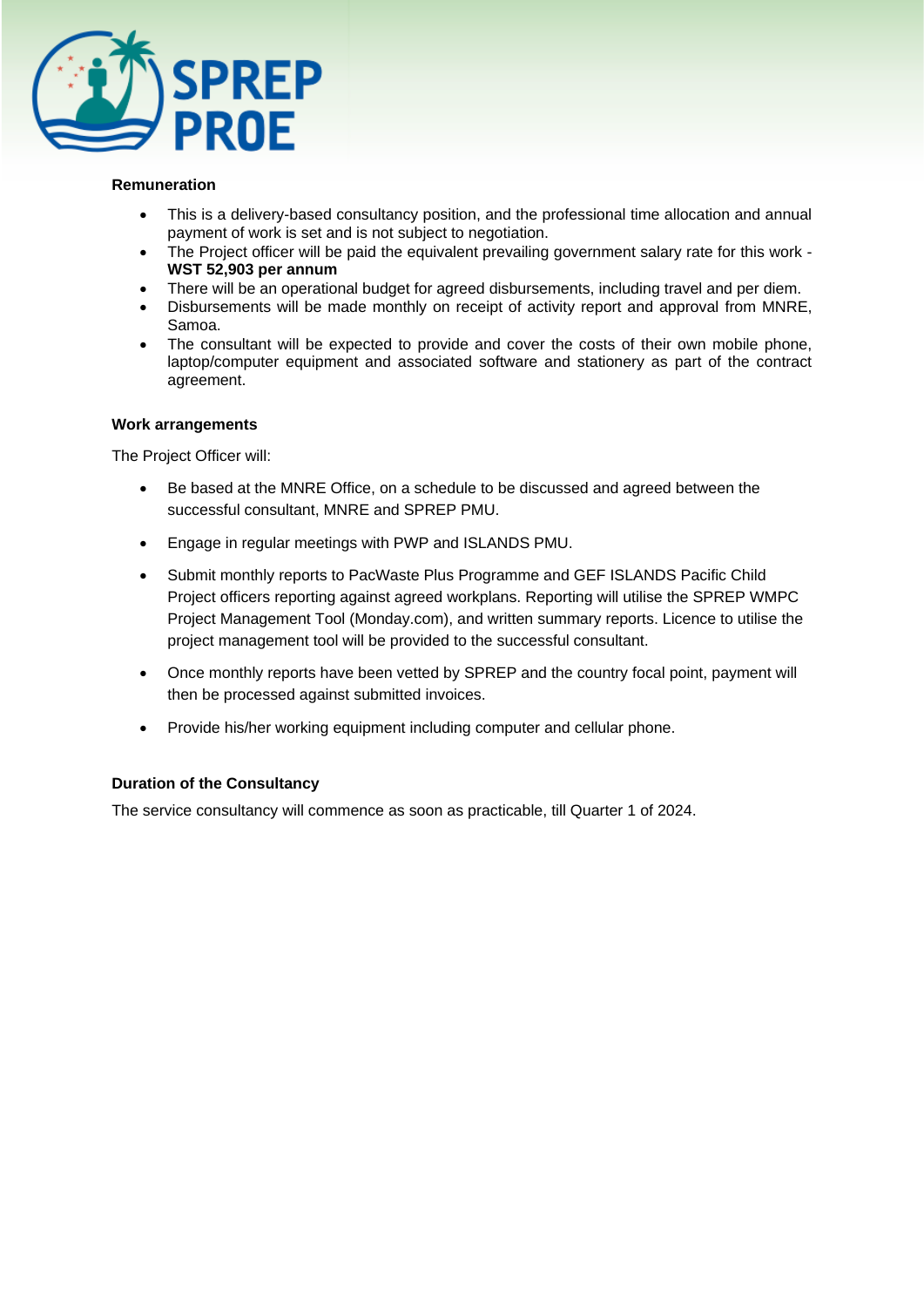**Remuneration**

- This is a delivery-based consultancy position, and the professional time allocation and annual payment of work is set and is not subject to negotiation.
- The Project officer will be paid the equivalent prevailing government salary rate for this work - **WST 52,903 per annum**
- There will be an operational budget for agreed disbursements, including travel and per diem.
- Disbursements will be made monthly on receipt of activity report and approval from MNRE, Samoa.
- The consultant will be expected to provide and cover the costs of their own mobile phone, laptop/computer equipment and associated software and stationery as part of the contract agreement.

**Work arrangements**

The Project Officer will:

- Be based at the MNRE Office, on a schedule to be discussed and agreed between the successful consultant, MNRE and SPREP PMU.
- Engage in regular meetings with PWP and ISLANDS PMU.
- Submit monthly reports to PacWaste Plus Programme and GEF ISLANDS Pacific Child Project officers reporting against agreed workplans. Reporting will utilise the SPREP WMPC Project Management Tool (Monday.com), and written summary reports. Licence to utilise the project management tool will be provided to the successful consultant.
- Once monthly reports have been vetted by SPREP and the country focal point, payment will then be processed against submitted invoices.
- Provide his/her working equipment including computer and cellular phone.

**Duration of the Consultancy**

The service consultancy will commence as soon as practicable, till Quarter 1 of 2024.